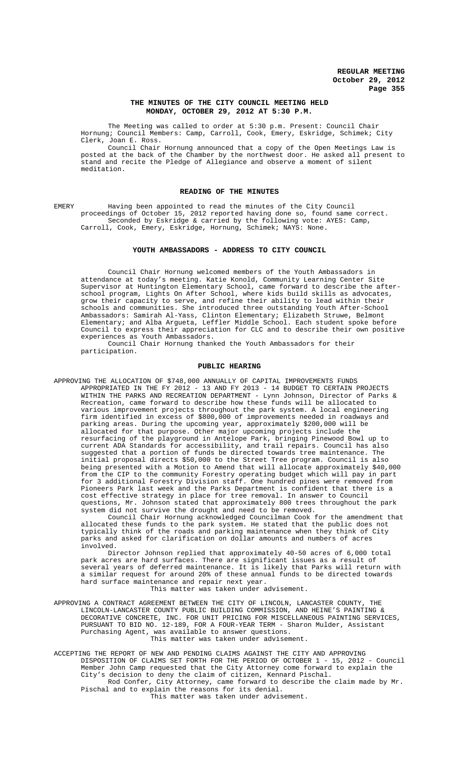## THE MINUTES OF THE CITY COUNCIL MEETING HELD MONDAY, OCTOBER 29, 2012 AT 5:30 P.M.

The Meeting was called to order at 5:30 p.m. Present: Council Chair Hornung; Council Members: Camp, Carroll, Cook, Emery, Eskridge, Schimek; City Clerk, Joan E. Ross.

Council Chair Hornung announced that a copy of the Open Meetings Law is posted at the back of the Chamber by the northwest door. He asked all present to stand and recite the Pledge of Allegiance and observe a moment of silent meditation.

## READING OF THE MINUTES

EMERY Having been appointed to read the minutes of the City Council proceedings of October 15, 2012 reported having done so, found same correct. Seconded by Eskridge & carried by the following vote: AYES: Camp, Carroll, Cook, Emery, Eskridge, Hornung, Schimek; NAYS: None.

## YOUTH AMBASSADORS - ADDRESS TO CITY COUNCIL

Council Chair Hornung welcomed members of the Youth Ambassadors in attendance at today's meeting. Katie Konold, Community Learning Center Site Supervisor at Huntington Elementary School, came forward to describe the after-school program, Lights On After School, where kids build skills as advocates, grow their capacity to serve, and refine their ability to lead within their schools and communities. She introduced three outstanding Youth After-School Ambassadors: Samirah Al-Yass, Clinton Elementary; Elizabeth Struwe, Belmont Elementary; and Alba Argueta, Leffler Middle School. Each student spoke before Council to express their appreciation for CLC and to describe their own positive experiences as Youth Ambassadors.

Council Chair Hornung thanked the Youth Ambassadors for their participation.

## PUBLIC HEARING

APPROVING THE ALLOCATION OF $748,000 ANNUALLY OF CAPITAL IMPROVEMENTS FUNDS APPROPRIATED IN THE FY 2012 - 13 AND FY 2013 - 14 BUDGET TO CERTAIN PROJECTS WITHIN THE PARKS AND RECREATION DEPARTMENT - Lynn Johnson, Director of Parks & Recreation, came forward to describe how these funds will be allocated to various improvement projects throughout the park system. A local engineering firm identified in excess of $800,000 of improvements needed in roadways and parking areas. During the upcoming year, approximately $200,000 will be allocated for that purpose. Other major upcoming projects include the resurfacing of the playground in Antelope Park, bringing Pinewood Bowl up to current ADA Standards for accessibility, and trail repairs. Council has also suggested that a portion of funds be directed towards tree maintenance. The initial proposal directs $50,000 to the Street Tree program. Council is also being presented with a Motion to Amend that will allocate approximately $40,000 from the CIP to the community Forestry operating budget which will pay in part for 3 additional Forestry Division staff. One hundred pines were removed from Pioneers Park last week and the Parks Department is confident that there is a cost effective strategy in place for tree removal. In answer to Council questions, Mr. Johnson stated that approximately 800 trees throughout the park system did not survive the drought and need to be removed.

Council Chair Hornung acknowledged Councilman Cook for the amendment that allocated these funds to the park system. He stated that the public does not typically think of the roads and parking maintenance when they think of City parks and asked for clarification on dollar amounts and numbers of acres involved.

Director Johnson replied that approximately 40-50 acres of 6,000 total park acres are hard surfaces. There are significant issues as a result of several years of deferred maintenance. It is likely that Parks will return with a similar request for around 20% of these annual funds to be directed towards hard surface maintenance and repair next year.

This matter was taken under advisement.

APPROVING A CONTRACT AGREEMENT BETWEEN THE CITY OF LINCOLN, LANCASTER COUNTY, THE LINCOLN-LANCASTER COUNTY PUBLIC BUILDING COMMISSION, AND HEINE'S PAINTING & DECORATIVE CONCRETE, INC. FOR UNIT PRICING FOR MISCELLANEOUS PAINTING SERVICES, PURSUANT TO BID NO. 12-189, FOR A FOUR-YEAR TERM - Sharon Mulder, Assistant Purchasing Agent, was available to answer questions.

This matter was taken under advisement.

ACCEPTING THE REPORT OF NEW AND PENDING CLAIMS AGAINST THE CITY AND APPROVING DISPOSITION OF CLAIMS SET FORTH FOR THE PERIOD OF OCTOBER 1 - 15, 2012 - Council Member John Camp requested that the City Attorney come forward to explain the City's decision to deny the claim of citizen, Kennard Pischal.

Rod Confer, City Attorney, came forward to describe the claim made by Mr. Pischal and to explain the reasons for its denial.

This matter was taken under advisement.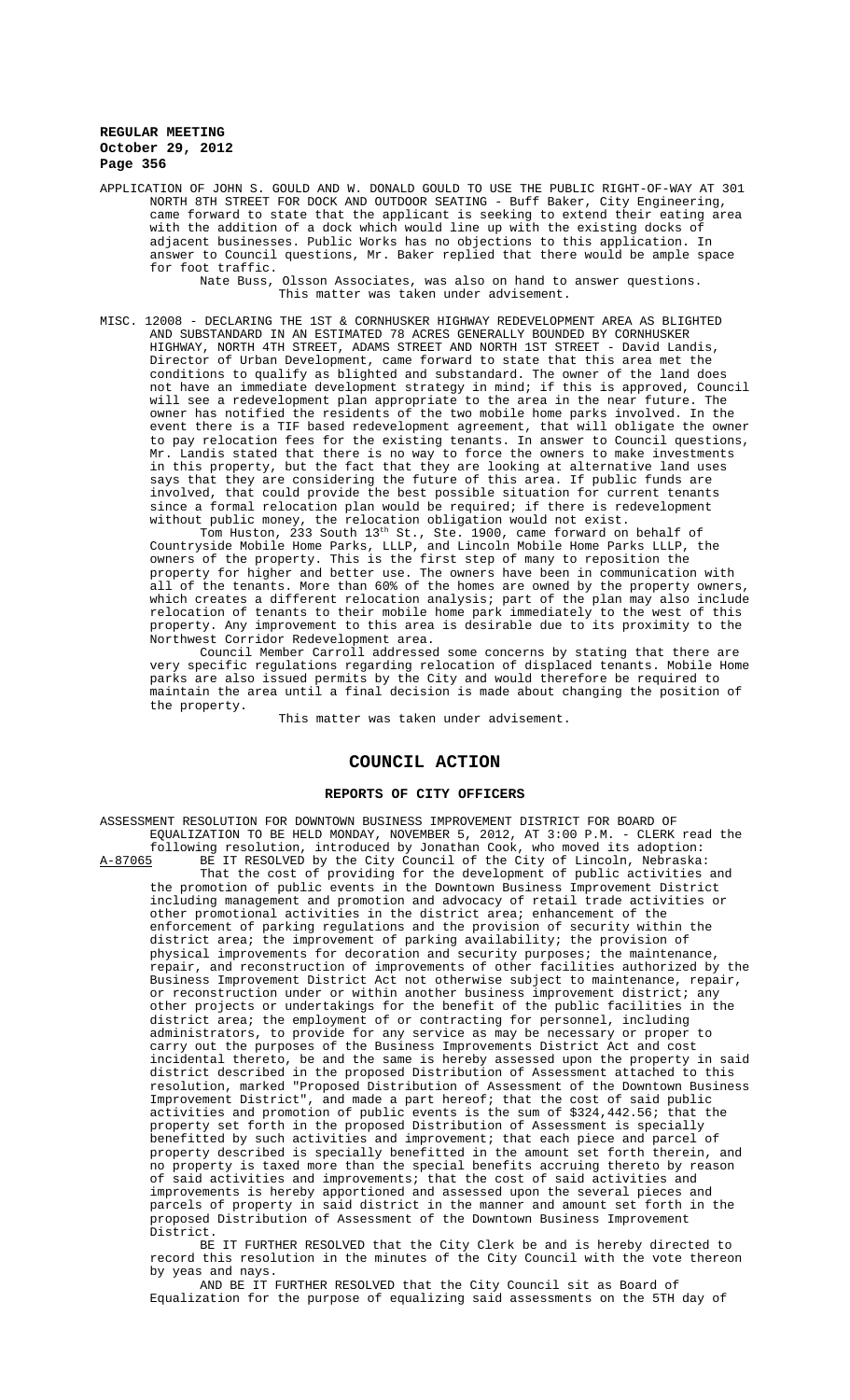APPLICATION OF JOHN S. GOULD AND W. DONALD GOULD TO USE THE PUBLIC RIGHT-OF-WAY AT 301 NORTH 8TH STREET FOR DOCK AND OUTDOOR SEATING - Buff Baker, City Engineering, came forward to state that the applicant is seeking to extend their eating area with the addition of a dock which would line up with the existing docks of adjacent businesses. Public Works has no objections to this application. In answer to Council questions, Mr. Baker replied that there would be ample space for foot traffic.

Nate Buss, Olsson Associates, was also on hand to answer questions.

This matter was taken under advisement.

MISC. 12008 - DECLARING THE 1ST & CORNHUSKER HIGHWAY REDEVELOPMENT AREA AS BLIGHTED AND SUBSTANDARD IN AN ESTIMATED 78 ACRES GENERALLY BOUNDED BY CORNHUSKER HIGHWAY, NORTH 4TH STREET, ADAMS STREET AND NORTH 1ST STREET - David Landis, Director of Urban Development, came forward to state that this area met the conditions to qualify as blighted and substandard. The owner of the land does not have an immediate development strategy in mind; if this is approved, Council will see a redevelopment plan appropriate to the area in the near future. The owner has notified the residents of the two mobile home parks involved. In the event there is a TIF based redevelopment agreement, that will obligate the owner to pay relocation fees for the existing tenants. In answer to Council questions, Mr. Landis stated that there is no way to force the owners to make investments in this property, but the fact that they are looking at alternative land uses says that they are considering the future of this area. If public funds are involved, that could provide the best possible situation for current tenants since a formal relocation plan would be required; if there is redevelopment without public money, the relocation obligation would not exist.

Tom Huston, 233 South 13th St., Ste. 1900, came forward on behalf of Countryside Mobile Home Parks, LLLP, and Lincoln Mobile Home Parks LLLP, the owners of the property. This is the first step of many to reposition the property for higher and better use. The owners have been in communication with all of the tenants. More than 60% of the homes are owned by the property owners, which creates a different relocation analysis; part of the plan may also include relocation of tenants to their mobile home park immediately to the west of this property. Any improvement to this area is desirable due to its proximity to the Northwest Corridor Redevelopment area.

Council Member Carroll addressed some concerns by stating that there are very specific regulations regarding relocation of displaced tenants. Mobile Home parks are also issued permits by the City and would therefore be required to maintain the area until a final decision is made about changing the position of the property.

This matter was taken under advisement.

## COUNCIL ACTION

### REPORTS OF CITY OFFICERS

ASSESSMENT RESOLUTION FOR DOWNTOWN BUSINESS IMPROVEMENT DISTRICT FOR BOARD OF EQUALIZATION TO BE HELD MONDAY, NOVEMBER 5, 2012, AT 3:00 P.M. - CLERK read the following resolution, introduced by Jonathan Cook, who moved its adoption:

A-87065 BE IT RESOLVED by the City Council of the City of Lincoln, Nebraska:

That the cost of providing for the development of public activities and the promotion of public events in the Downtown Business Improvement District including management and promotion and advocacy of retail trade activities or other promotional activities in the district area; enhancement of the enforcement of parking regulations and the provision of security within the district area; the improvement of parking availability; the provision of physical improvements for decoration and security purposes; the maintenance, repair, and reconstruction of improvements of other facilities authorized by the Business Improvement District Act not otherwise subject to maintenance, repair, or reconstruction under or within another business improvement district; any other projects or undertakings for the benefit of the public facilities in the district area; the employment of or contracting for personnel, including administrators, to provide for any service as may be necessary or proper to carry out the purposes of the Business Improvements District Act and cost incidental thereto, be and the same is hereby assessed upon the property in said district described in the proposed Distribution of Assessment attached to this resolution, marked "Proposed Distribution of Assessment of the Downtown Business Improvement District", and made a part hereof; that the cost of said public activities and promotion of public events is the sum of $324,442.56; that the property set forth in the proposed Distribution of Assessment is specially benefitted by such activities and improvement; that each piece and parcel of property described is specially benefitted in the amount set forth therein, and no property is taxed more than the special benefits accruing thereto by reason of said activities and improvements; that the cost of said activities and improvements is hereby apportioned and assessed upon the several pieces and parcels of property in said district in the manner and amount set forth in the proposed Distribution of Assessment of the Downtown Business Improvement District.

BE IT FURTHER RESOLVED that the City Clerk be and is hereby directed to record this resolution in the minutes of the City Council with the vote thereon by yeas and nays.

AND BE IT FURTHER RESOLVED that the City Council sit as Board of Equalization for the purpose of equalizing said assessments on the 5TH day of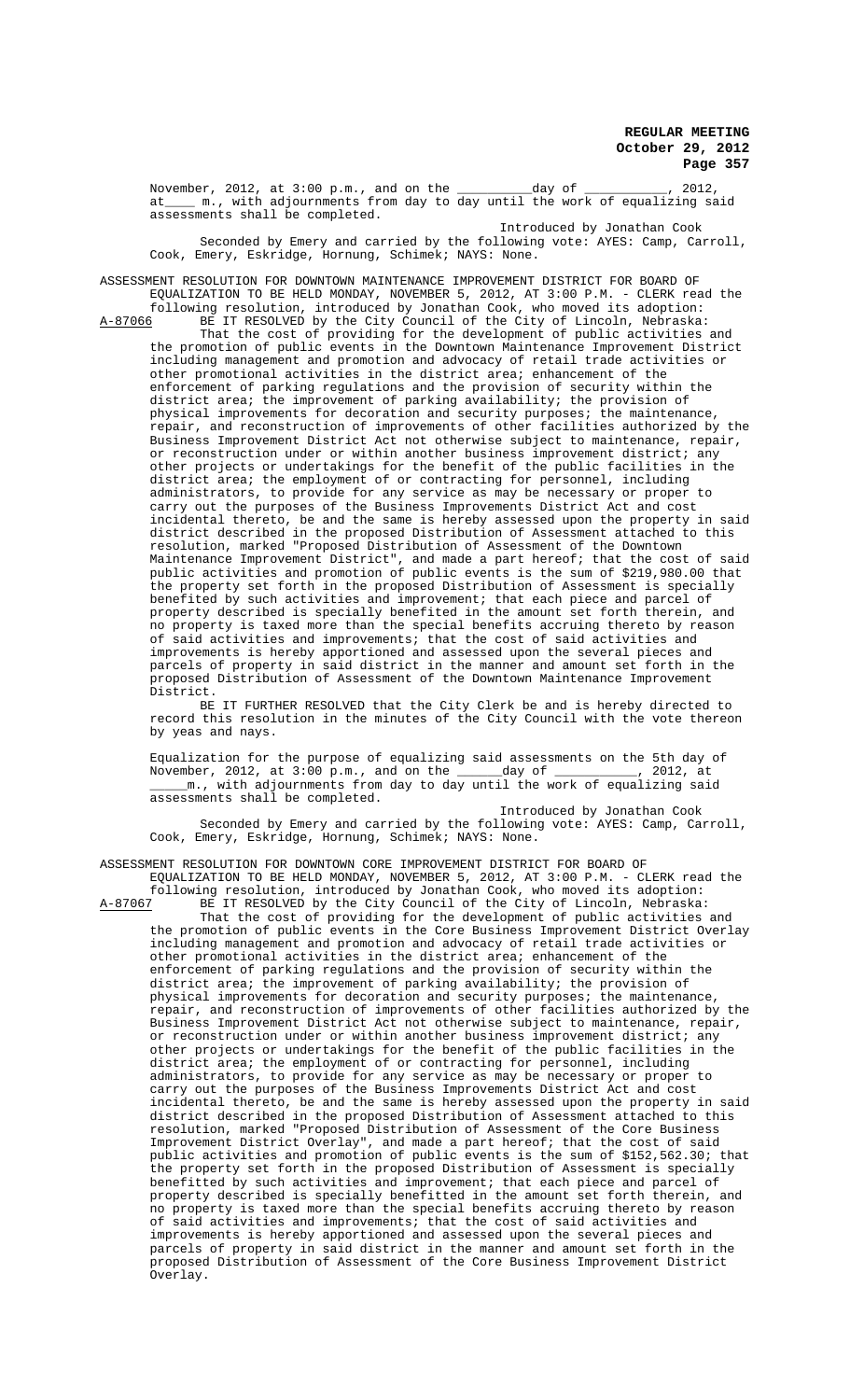November, 2012, at 3:00 p.m., and on the _________day of ___________, 2012, at____ m., with adjournments from day to day until the work of equalizing said assessments shall be completed.

Introduced by Jonathan Cook

Seconded by Emery and carried by the following vote: AYES: Camp, Carroll, Cook, Emery, Eskridge, Hornung, Schimek; NAYS: None.

ASSESSMENT RESOLUTION FOR DOWNTOWN MAINTENANCE IMPROVEMENT DISTRICT FOR BOARD OF EQUALIZATION TO BE HELD MONDAY, NOVEMBER 5, 2012, AT 3:00 P.M. - CLERK read the following resolution, introduced by Jonathan Cook, who moved its adoption:

A-87066 BE IT RESOLVED by the City Council of the City of Lincoln, Nebraska:

That the cost of providing for the development of public activities and the promotion of public events in the Downtown Maintenance Improvement District including management and promotion and advocacy of retail trade activities or other promotional activities in the district area; enhancement of the enforcement of parking regulations and the provision of security within the district area; the improvement of parking availability; the provision of physical improvements for decoration and security purposes; the maintenance, repair, and reconstruction of improvements of other facilities authorized by the Business Improvement District Act not otherwise subject to maintenance, repair, or reconstruction under or within another business improvement district; any other projects or undertakings for the benefit of the public facilities in the district area; the employment of or contracting for personnel, including administrators, to provide for any service as may be necessary or proper to carry out the purposes of the Business Improvements District Act and cost incidental thereto, be and the same is hereby assessed upon the property in said district described in the proposed Distribution of Assessment attached to this resolution, marked "Proposed Distribution of Assessment of the Downtown Maintenance Improvement District", and made a part hereof; that the cost of said public activities and promotion of public events is the sum of $219,980.00 that the property set forth in the proposed Distribution of Assessment is specially benefited by such activities and improvement; that each piece and parcel of property described is specially benefited in the amount set forth therein, and no property is taxed more than the special benefits accruing thereto by reason of said activities and improvements; that the cost of said activities and improvements is hereby apportioned and assessed upon the several pieces and parcels of property in said district in the manner and amount set forth in the proposed Distribution of Assessment of the Downtown Maintenance Improvement District.

BE IT FURTHER RESOLVED that the City Clerk be and is hereby directed to record this resolution in the minutes of the City Council with the vote thereon by yeas and nays.

Equalization for the purpose of equalizing said assessments on the 5th day of November, 2012, at 3:00 p.m., and on the ______day of ___________, 2012, at _____m., with adjournments from day to day until the work of equalizing said assessments shall be completed.

Introduced by Jonathan Cook

Seconded by Emery and carried by the following vote: AYES: Camp, Carroll, Cook, Emery, Eskridge, Hornung, Schimek; NAYS: None.

ASSESSMENT RESOLUTION FOR DOWNTOWN CORE IMPROVEMENT DISTRICT FOR BOARD OF EQUALIZATION TO BE HELD MONDAY, NOVEMBER 5, 2012, AT 3:00 P.M. - CLERK read the following resolution, introduced by Jonathan Cook, who moved its adoption:

A-87067 BE IT RESOLVED by the City Council of the City of Lincoln, Nebraska:

That the cost of providing for the development of public activities and the promotion of public events in the Core Business Improvement District Overlay including management and promotion and advocacy of retail trade activities or other promotional activities in the district area; enhancement of the enforcement of parking regulations and the provision of security within the district area; the improvement of parking availability; the provision of physical improvements for decoration and security purposes; the maintenance, repair, and reconstruction of improvements of other facilities authorized by the Business Improvement District Act not otherwise subject to maintenance, repair, or reconstruction under or within another business improvement district; any other projects or undertakings for the benefit of the public facilities in the district area; the employment of or contracting for personnel, including administrators, to provide for any service as may be necessary or proper to carry out the purposes of the Business Improvements District Act and cost incidental thereto, be and the same is hereby assessed upon the property in said district described in the proposed Distribution of Assessment attached to this resolution, marked "Proposed Distribution of Assessment of the Core Business Improvement District Overlay", and made a part hereof; that the cost of said public activities and promotion of public events is the sum of $152,562.30; that the property set forth in the proposed Distribution of Assessment is specially benefitted by such activities and improvement; that each piece and parcel of property described is specially benefitted in the amount set forth therein, and no property is taxed more than the special benefits accruing thereto by reason of said activities and improvements; that the cost of said activities and improvements is hereby apportioned and assessed upon the several pieces and parcels of property in said district in the manner and amount set forth in the proposed Distribution of Assessment of the Core Business Improvement District Overlay.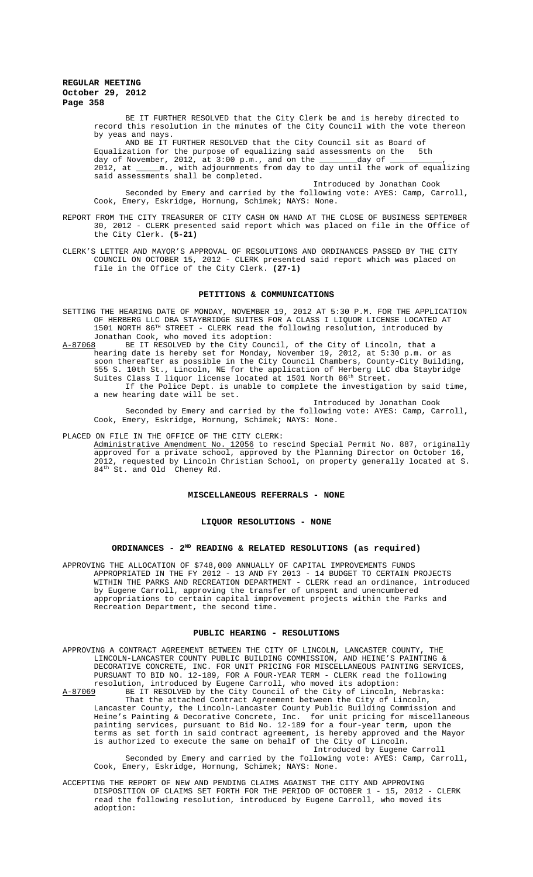BE IT FURTHER RESOLVED that the City Clerk be and is hereby directed to record this resolution in the minutes of the City Council with the vote thereon by yeas and nays.

AND BE IT FURTHER RESOLVED that the City Council sit as Board of Equalization for the purpose of equalizing said assessments on the 5th day of November, 2012, at 3:00 p.m., and on the ________day of ___________, 2012, at _____m., with adjournments from day to day until the work of equalizing said assessments shall be completed.

Introduced by Jonathan Cook

Seconded by Emery and carried by the following vote: AYES: Camp, Carroll, Cook, Emery, Eskridge, Hornung, Schimek; NAYS: None.

REPORT FROM THE CITY TREASURER OF CITY CASH ON HAND AT THE CLOSE OF BUSINESS SEPTEMBER 30, 2012 - CLERK presented said report which was placed on file in the Office of the City Clerk. **(5-21)**

CLERK'S LETTER AND MAYOR'S APPROVAL OF RESOLUTIONS AND ORDINANCES PASSED BY THE CITY COUNCIL ON OCTOBER 15, 2012 - CLERK presented said report which was placed on file in the Office of the City Clerk. **(27-1)**

## PETITIONS & COMMUNICATIONS

SETTING THE HEARING DATE OF MONDAY, NOVEMBER 19, 2012 AT 5:30 P.M. FOR THE APPLICATION OF HERBERG LLC DBA STAYBRIDGE SUITES FOR A CLASS I LIQUOR LICENSE LOCATED AT 1501 NORTH 86TH STREET - CLERK read the following resolution, introduced by Jonathan Cook, who moved its adoption:

A-87068 BE IT RESOLVED by the City Council, of the City of Lincoln, that a hearing date is hereby set for Monday, November 19, 2012, at 5:30 p.m. or as soon thereafter as possible in the City Council Chambers, County-City Building, 555 S. 10th St., Lincoln, NE for the application of Herberg LLC dba Staybridge Suites Class I liquor license located at 1501 North 86th Street.

If the Police Dept. is unable to complete the investigation by said time, a new hearing date will be set.

Introduced by Jonathan Cook

Seconded by Emery and carried by the following vote: AYES: Camp, Carroll, Cook, Emery, Eskridge, Hornung, Schimek; NAYS: None.

PLACED ON FILE IN THE OFFICE OF THE CITY CLERK:

Administrative Amendment No. 12056 to rescind Special Permit No. 887, originally approved for a private school, approved by the Planning Director on October 16, 2012, requested by Lincoln Christian School, on property generally located at S. 84th St. and Old Cheney Rd.

## MISCELLANEOUS REFERRALS - NONE

## LIQUOR RESOLUTIONS - NONE

## ORDINANCES - 2ND READING & RELATED RESOLUTIONS (as required)

APPROVING THE ALLOCATION OF $748,000 ANNUALLY OF CAPITAL IMPROVEMENTS FUNDS APPROPRIATED IN THE FY 2012 - 13 AND FY 2013 - 14 BUDGET TO CERTAIN PROJECTS WITHIN THE PARKS AND RECREATION DEPARTMENT - CLERK read an ordinance, introduced by Eugene Carroll, approving the transfer of unspent and unencumbered appropriations to certain capital improvement projects within the Parks and Recreation Department, the second time.

## PUBLIC HEARING - RESOLUTIONS

APPROVING A CONTRACT AGREEMENT BETWEEN THE CITY OF LINCOLN, LANCASTER COUNTY, THE LINCOLN-LANCASTER COUNTY PUBLIC BUILDING COMMISSION, AND HEINE'S PAINTING & DECORATIVE CONCRETE, INC. FOR UNIT PRICING FOR MISCELLANEOUS PAINTING SERVICES, PURSUANT TO BID NO. 12-189, FOR A FOUR-YEAR TERM - CLERK read the following resolution, introduced by Eugene Carroll, who moved its adoption:

A-87069 BE IT RESOLVED by the City Council of the City of Lincoln, Nebraska:

That the attached Contract Agreement between the City of Lincoln, Lancaster County, the Lincoln-Lancaster County Public Building Commission and Heine's Painting & Decorative Concrete, Inc. for unit pricing for miscellaneous painting services, pursuant to Bid No. 12-189 for a four-year term, upon the terms as set forth in said contract agreement, is hereby approved and the Mayor is authorized to execute the same on behalf of the City of Lincoln.

Introduced by Eugene Carroll

Seconded by Emery and carried by the following vote: AYES: Camp, Carroll, Cook, Emery, Eskridge, Hornung, Schimek; NAYS: None.

ACCEPTING THE REPORT OF NEW AND PENDING CLAIMS AGAINST THE CITY AND APPROVING DISPOSITION OF CLAIMS SET FORTH FOR THE PERIOD OF OCTOBER 1 - 15, 2012 - CLERK read the following resolution, introduced by Eugene Carroll, who moved its adoption: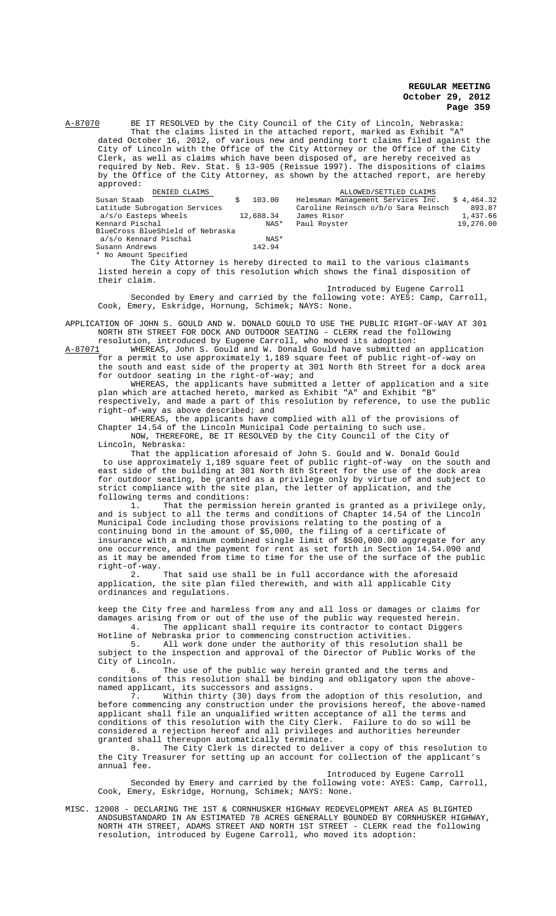A-87070 BE IT RESOLVED by the City Council of the City of Lincoln, Nebraska:

That the claims listed in the attached report, marked as Exhibit "A" dated October 16, 2012, of various new and pending tort claims filed against the City of Lincoln with the Office of the City Attorney or the Office of the City Clerk, as well as claims which have been disposed of, are hereby received as required by Neb. Rev. Stat. § 13-905 (Reissue 1997). The dispositions of claims by the Office of the City Attorney, as shown by the attached report, are hereby approved:

| DENIED CLAIMS | | ALLOWED/SETTLED CLAIMS | |
|---|---|---|---|
| Susan Staab | $ 103.00 | Helmsman Management Services Inc. | $ 4,464.32 |
| Latitude Subrogation Services a/s/o Easteps Wheels | 12,688.34 | Caroline Reinsch o/b/o Sara Reinsch | 893.87 |
| Kennard Pischal | NAS* | James Risor | 1,437.66 |
| BlueCross BlueShield of Nebraska a/s/o Kennard Pischal | NAS* | Paul Royster | 19,270.00 |
| Susann Andrews | 142.94 | | |

\* No Amount Specified

The City Attorney is hereby directed to mail to the various claimants listed herein a copy of this resolution which shows the final disposition of their claim.

Introduced by Eugene Carroll

Seconded by Emery and carried by the following vote: AYES: Camp, Carroll, Cook, Emery, Eskridge, Hornung, Schimek; NAYS: None.

APPLICATION OF JOHN S. GOULD AND W. DONALD GOULD TO USE THE PUBLIC RIGHT-OF-WAY AT 301 NORTH 8TH STREET FOR DOCK AND OUTDOOR SEATING - CLERK read the following resolution, introduced by Eugene Carroll, who moved its adoption:

A-87071 WHEREAS, John S. Gould and W. Donald Gould have submitted an application for a permit to use approximately 1,189 square feet of public right-of-way on the south and east side of the property at 301 North 8th Street for a dock area for outdoor seating in the right-of-way; and

WHEREAS, the applicants have submitted a letter of application and a site plan which are attached hereto, marked as Exhibit "A" and Exhibit "B" respectively, and made a part of this resolution by reference, to use the public right-of-way as above described; and

WHEREAS, the applicants have complied with all of the provisions of Chapter 14.54 of the Lincoln Municipal Code pertaining to such use.

NOW, THEREFORE, BE IT RESOLVED by the City Council of the City of Lincoln, Nebraska:

That the application aforesaid of John S. Gould and W. Donald Gould to use approximately 1,189 square feet of public right-of-way on the south and east side of the building at 301 North 8th Street for the use of the dock area for outdoor seating, be granted as a privilege only by virtue of and subject to strict compliance with the site plan, the letter of application, and the following terms and conditions:

1. That the permission herein granted is granted as a privilege only, and is subject to all the terms and conditions of Chapter 14.54 of the Lincoln Municipal Code including those provisions relating to the posting of a continuing bond in the amount of $5,000, the filing of a certificate of insurance with a minimum combined single limit of $500,000.00 aggregate for any one occurrence, and the payment for rent as set forth in Section 14.54.090 and as it may be amended from time to time for the use of the surface of the public right-of-way.

2. That said use shall be in full accordance with the aforesaid application, the site plan filed therewith, and with all applicable City ordinances and regulations.

keep the City free and harmless from any and all loss or damages or claims for damages arising from or out of the use of the public way requested herein.

4. The applicant shall require its contractor to contact Diggers Hotline of Nebraska prior to commencing construction activities.

5. All work done under the authority of this resolution shall be subject to the inspection and approval of the Director of Public Works of the City of Lincoln.

6. The use of the public way herein granted and the terms and conditions of this resolution shall be binding and obligatory upon the above-named applicant, its successors and assigns.

7. Within thirty (30) days from the adoption of this resolution, and before commencing any construction under the provisions hereof, the above-named applicant shall file an unqualified written acceptance of all the terms and conditions of this resolution with the City Clerk. Failure to do so will be considered a rejection hereof and all privileges and authorities hereunder granted shall thereupon automatically terminate.

8. The City Clerk is directed to deliver a copy of this resolution to the City Treasurer for setting up an account for collection of the applicant's annual fee.

Introduced by Eugene Carroll

Seconded by Emery and carried by the following vote: AYES: Camp, Carroll, Cook, Emery, Eskridge, Hornung, Schimek; NAYS: None.

MISC. 12008 - DECLARING THE 1ST & CORNHUSKER HIGHWAY REDEVELOPMENT AREA AS BLIGHTED ANDSUBSTANDARD IN AN ESTIMATED 78 ACRES GENERALLY BOUNDED BY CORNHUSKER HIGHWAY, NORTH 4TH STREET, ADAMS STREET AND NORTH 1ST STREET - CLERK read the following resolution, introduced by Eugene Carroll, who moved its adoption: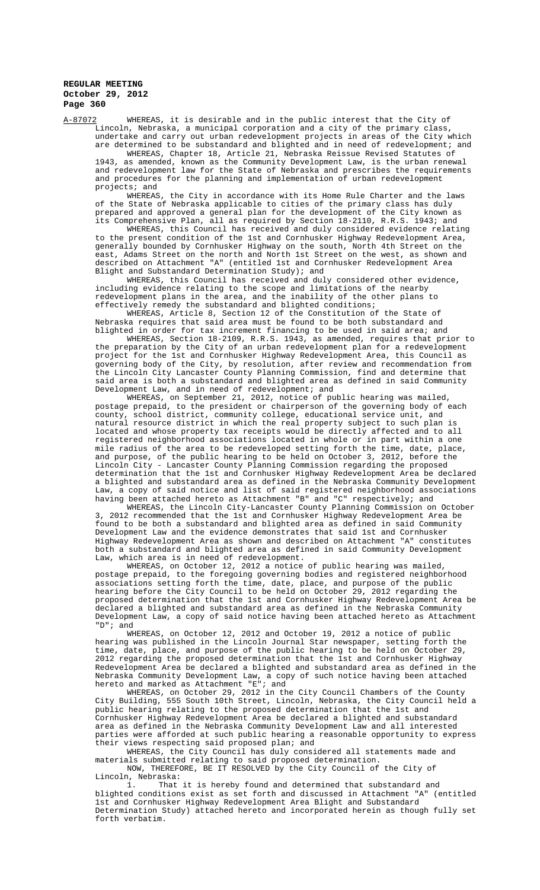A-87072 WHEREAS, it is desirable and in the public interest that the City of Lincoln, Nebraska, a municipal corporation and a city of the primary class, undertake and carry out urban redevelopment projects in areas of the City which are determined to be substandard and blighted and in need of redevelopment; and

WHEREAS, Chapter 18, Article 21, Nebraska Reissue Revised Statutes of 1943, as amended, known as the Community Development Law, is the urban renewal and redevelopment law for the State of Nebraska and prescribes the requirements and procedures for the planning and implementation of urban redevelopment projects; and

WHEREAS, the City in accordance with its Home Rule Charter and the laws of the State of Nebraska applicable to cities of the primary class has duly prepared and approved a general plan for the development of the City known as its Comprehensive Plan, all as required by Section 18-2110, R.R.S. 1943; and

WHEREAS, this Council has received and duly considered evidence relating to the present condition of the 1st and Cornhusker Highway Redevelopment Area, generally bounded by Cornhusker Highway on the south, North 4th Street on the east, Adams Street on the north and North 1st Street on the west, as shown and described on Attachment "A" (entitled 1st and Cornhusker Redevelopment Area Blight and Substandard Determination Study); and

WHEREAS, this Council has received and duly considered other evidence, including evidence relating to the scope and limitations of the nearby redevelopment plans in the area, and the inability of the other plans to effectively remedy the substandard and blighted conditions;

WHEREAS, Article 8, Section 12 of the Constitution of the State of Nebraska requires that said area must be found to be both substandard and blighted in order for tax increment financing to be used in said area; and

WHEREAS, Section 18-2109, R.R.S. 1943, as amended, requires that prior to the preparation by the City of an urban redevelopment plan for a redevelopment project for the 1st and Cornhusker Highway Redevelopment Area, this Council as governing body of the City, by resolution, after review and recommendation from the Lincoln City Lancaster County Planning Commission, find and determine that said area is both a substandard and blighted area as defined in said Community Development Law, and in need of redevelopment; and

WHEREAS, on September 21, 2012, notice of public hearing was mailed, postage prepaid, to the president or chairperson of the governing body of each county, school district, community college, educational service unit, and natural resource district in which the real property subject to such plan is located and whose property tax receipts would be directly affected and to all registered neighborhood associations located in whole or in part within a one mile radius of the area to be redeveloped setting forth the time, date, place, and purpose, of the public hearing to be held on October 3, 2012, before the Lincoln City - Lancaster County Planning Commission regarding the proposed determination that the 1st and Cornhusker Highway Redevelopment Area be declared a blighted and substandard area as defined in the Nebraska Community Development Law, a copy of said notice and list of said registered neighborhood associations having been attached hereto as Attachment "B" and "C" respectively; and

WHEREAS, the Lincoln City-Lancaster County Planning Commission on October 3, 2012 recommended that the 1st and Cornhusker Highway Redevelopment Area be found to be both a substandard and blighted area as defined in said Community Development Law and the evidence demonstrates that said 1st and Cornhusker Highway Redevelopment Area as shown and described on Attachment "A" constitutes both a substandard and blighted area as defined in said Community Development Law, which area is in need of redevelopment.

WHEREAS, on October 12, 2012 a notice of public hearing was mailed, postage prepaid, to the foregoing governing bodies and registered neighborhood associations setting forth the time, date, place, and purpose of the public hearing before the City Council to be held on October 29, 2012 regarding the proposed determination that the 1st and Cornhusker Highway Redevelopment Area be declared a blighted and substandard area as defined in the Nebraska Community Development Law, a copy of said notice having been attached hereto as Attachment "D"; and

WHEREAS, on October 12, 2012 and October 19, 2012 a notice of public hearing was published in the Lincoln Journal Star newspaper, setting forth the time, date, place, and purpose of the public hearing to be held on October 29, 2012 regarding the proposed determination that the 1st and Cornhusker Highway Redevelopment Area be declared a blighted and substandard area as defined in the Nebraska Community Development Law, a copy of such notice having been attached hereto and marked as Attachment "E"; and

WHEREAS, on October 29, 2012 in the City Council Chambers of the County City Building, 555 South 10th Street, Lincoln, Nebraska, the City Council held a public hearing relating to the proposed determination that the 1st and Cornhusker Highway Redevelopment Area be declared a blighted and substandard area as defined in the Nebraska Community Development Law and all interested parties were afforded at such public hearing a reasonable opportunity to express their views respecting said proposed plan; and

WHEREAS, the City Council has duly considered all statements made and materials submitted relating to said proposed determination.

NOW, THEREFORE, BE IT RESOLVED by the City Council of the City of Lincoln, Nebraska:

1. That it is hereby found and determined that substandard and blighted conditions exist as set forth and discussed in Attachment "A" (entitled 1st and Cornhusker Highway Redevelopment Area Blight and Substandard Determination Study) attached hereto and incorporated herein as though fully set forth verbatim.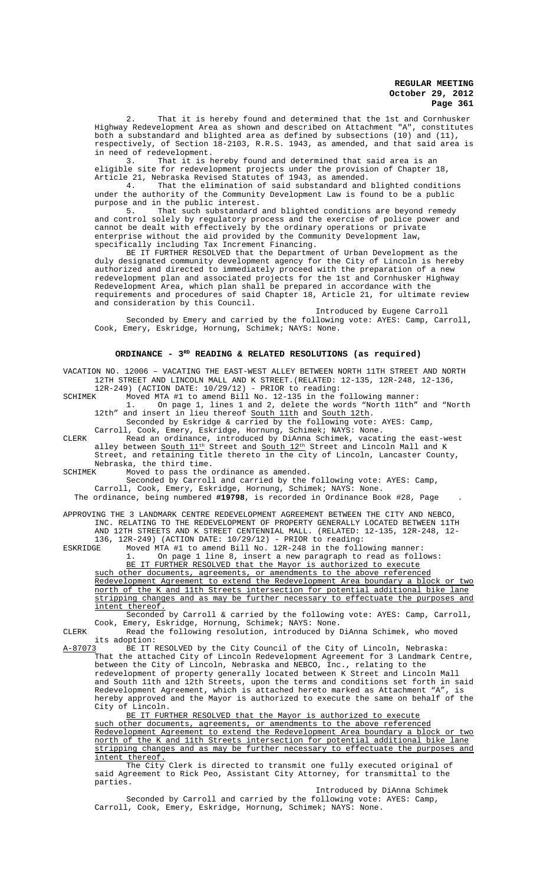2. That it is hereby found and determined that the 1st and Cornhusker Highway Redevelopment Area as shown and described on Attachment "A", constitutes both a substandard and blighted area as defined by subsections (10) and (11), respectively, of Section 18-2103, R.R.S. 1943, as amended, and that said area is in need of redevelopment.

3. That it is hereby found and determined that said area is an eligible site for redevelopment projects under the provision of Chapter 18, Article 21, Nebraska Revised Statutes of 1943, as amended.

4. That the elimination of said substandard and blighted conditions under the authority of the Community Development Law is found to be a public purpose and in the public interest.

5. That such substandard and blighted conditions are beyond remedy and control solely by regulatory process and the exercise of police power and cannot be dealt with effectively by the ordinary operations or private enterprise without the aid provided by the Community Development law, specifically including Tax Increment Financing.

BE IT FURTHER RESOLVED that the Department of Urban Development as the duly designated community development agency for the City of Lincoln is hereby authorized and directed to immediately proceed with the preparation of a new redevelopment plan and associated projects for the 1st and Cornhusker Highway Redevelopment Area, which plan shall be prepared in accordance with the requirements and procedures of said Chapter 18, Article 21, for ultimate review and consideration by this Council.

Introduced by Eugene Carroll

Seconded by Emery and carried by the following vote: AYES: Camp, Carroll, Cook, Emery, Eskridge, Hornung, Schimek; NAYS: None.

## ORDINANCE - 3RD READING & RELATED RESOLUTIONS (as required)

VACATION NO. 12006 – VACATING THE EAST-WEST ALLEY BETWEEN NORTH 11TH STREET AND NORTH 12TH STREET AND LINCOLN MALL AND K STREET.(RELATED: 12-135, 12R-248, 12-136, 12R-249) (ACTION DATE: 10/29/12) - PRIOR to reading:

SCHIMEK Moved MTA #1 to amend Bill No. 12-135 in the following manner:

1. On page 1, lines 1 and 2, delete the words "North 11th" and "North 12th" and insert in lieu thereof South 11th and South 12th.

Seconded by Eskridge & carried by the following vote: AYES: Camp, Carroll, Cook, Emery, Eskridge, Hornung, Schimek; NAYS: None.

CLERK Read an ordinance, introduced by DiAnna Schimek, vacating the east-west alley between South 11th Street and South 12th Street and Lincoln Mall and K Street, and retaining title thereto in the city of Lincoln, Lancaster County, Nebraska, the third time.

SCHIMEK Moved to pass the ordinance as amended.

Seconded by Carroll and carried by the following vote: AYES: Camp, Carroll, Cook, Emery, Eskridge, Hornung, Schimek; NAYS: None.

The ordinance, being numbered **#19798**, is recorded in Ordinance Book #28, Page .

APPROVING THE 3 LANDMARK CENTRE REDEVELOPMENT AGREEMENT BETWEEN THE CITY AND NEBCO, INC. RELATING TO THE REDEVELOPMENT OF PROPERTY GENERALLY LOCATED BETWEEN 11TH AND 12TH STREETS AND K STREET CENTENNIAL MALL. (RELATED: 12-135, 12R-248, 12-136, 12R-249) (ACTION DATE: 10/29/12) - PRIOR to reading:

ESKRIDGE Moved MTA #1 to amend Bill No. 12R-248 in the following manner:

1. On page 1 line 8, insert a new paragraph to read as follows:
BE IT FURTHER RESOLVED that the Mayor is authorized to execute such other documents, agreements, or amendments to the above referenced Redevelopment Agreement to extend the Redevelopment Area boundary a block or two north of the K and 11th Streets intersection for potential additional bike lane stripping changes and as may be further necessary to effectuate the purposes and intent thereof.

Seconded by Carroll & carried by the following vote: AYES: Camp, Carroll, Cook, Emery, Eskridge, Hornung, Schimek; NAYS: None.

CLERK Read the following resolution, introduced by DiAnna Schimek, who moved its adoption:

A-87073 BE IT RESOLVED by the City Council of the City of Lincoln, Nebraska:
That the attached City of Lincoln Redevelopment Agreement for 3 Landmark Centre, between the City of Lincoln, Nebraska and NEBCO, Inc., relating to the redevelopment of property generally located between K Street and Lincoln Mall and South 11th and 12th Streets, upon the terms and conditions set forth in said Redevelopment Agreement, which is attached hereto marked as Attachment "A", is hereby approved and the Mayor is authorized to execute the same on behalf of the City of Lincoln.

BE IT FURTHER RESOLVED that the Mayor is authorized to execute such other documents, agreements, or amendments to the above referenced Redevelopment Agreement to extend the Redevelopment Area boundary a block or two north of the K and 11th Streets intersection for potential additional bike lane stripping changes and as may be further necessary to effectuate the purposes and intent thereof.

The City Clerk is directed to transmit one fully executed original of said Agreement to Rick Peo, Assistant City Attorney, for transmittal to the parties.

Introduced by DiAnna Schimek

Seconded by Carroll and carried by the following vote: AYES: Camp, Carroll, Cook, Emery, Eskridge, Hornung, Schimek; NAYS: None.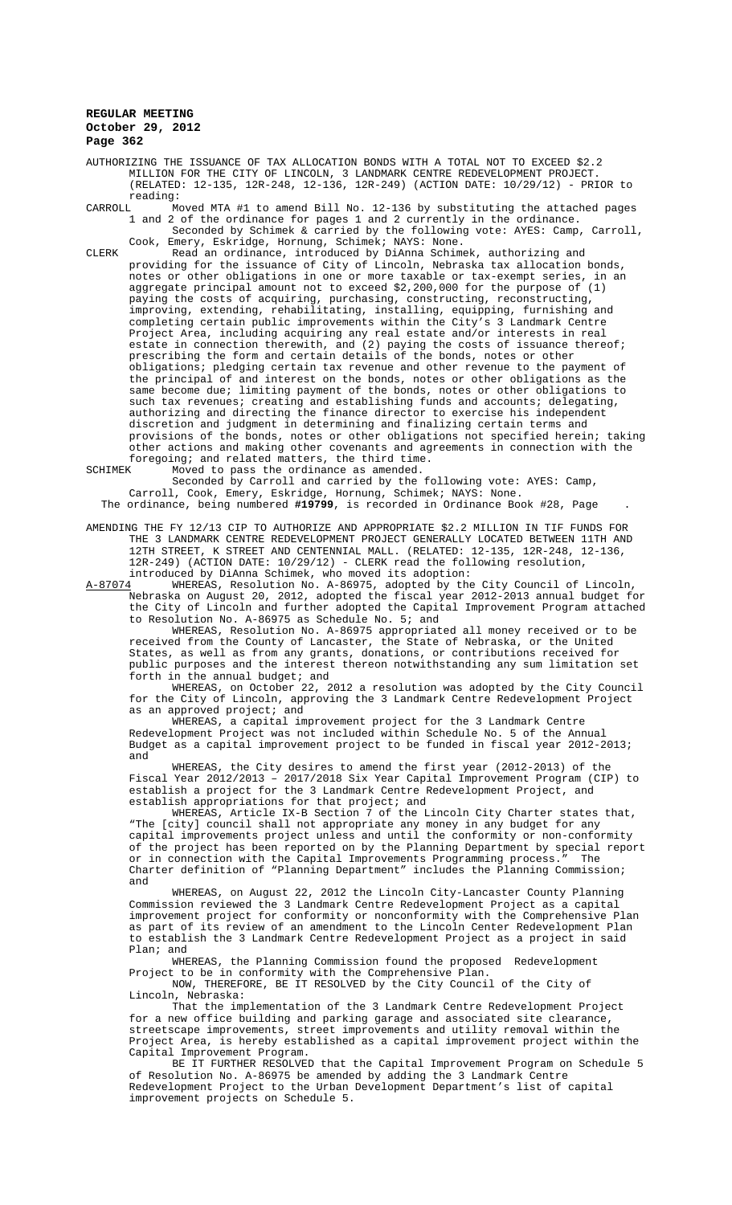AUTHORIZING THE ISSUANCE OF TAX ALLOCATION BONDS WITH A TOTAL NOT TO EXCEED $2.2 MILLION FOR THE CITY OF LINCOLN, 3 LANDMARK CENTRE REDEVELOPMENT PROJECT. (RELATED: 12-135, 12R-248, 12-136, 12R-249) (ACTION DATE: 10/29/12) - PRIOR to reading:

CARROLL Moved MTA #1 to amend Bill No. 12-136 by substituting the attached pages 1 and 2 of the ordinance for pages 1 and 2 currently in the ordinance.

Seconded by Schimek & carried by the following vote: AYES: Camp, Carroll, Cook, Emery, Eskridge, Hornung, Schimek; NAYS: None.

CLERK Read an ordinance, introduced by DiAnna Schimek, authorizing and providing for the issuance of City of Lincoln, Nebraska tax allocation bonds, notes or other obligations in one or more taxable or tax-exempt series, in an aggregate principal amount not to exceed $2,200,000 for the purpose of (1) paying the costs of acquiring, purchasing, constructing, reconstructing, improving, extending, rehabilitating, installing, equipping, furnishing and completing certain public improvements within the City's 3 Landmark Centre Project Area, including acquiring any real estate and/or interests in real estate in connection therewith, and (2) paying the costs of issuance thereof; prescribing the form and certain details of the bonds, notes or other obligations; pledging certain tax revenue and other revenue to the payment of the principal of and interest on the bonds, notes or other obligations as the same become due; limiting payment of the bonds, notes or other obligations to such tax revenues; creating and establishing funds and accounts; delegating, authorizing and directing the finance director to exercise his independent discretion and judgment in determining and finalizing certain terms and provisions of the bonds, notes or other obligations not specified herein; taking other actions and making other covenants and agreements in connection with the foregoing; and related matters, the third time.

SCHIMEK Moved to pass the ordinance as amended.

Seconded by Carroll and carried by the following vote: AYES: Camp, Carroll, Cook, Emery, Eskridge, Hornung, Schimek; NAYS: None.

The ordinance, being numbered **#19799**, is recorded in Ordinance Book #28, Page .

AMENDING THE FY 12/13 CIP TO AUTHORIZE AND APPROPRIATE $2.2 MILLION IN TIF FUNDS FOR THE 3 LANDMARK CENTRE REDEVELOPMENT PROJECT GENERALLY LOCATED BETWEEN 11TH AND 12TH STREET, K STREET AND CENTENNIAL MALL. (RELATED: 12-135, 12R-248, 12-136, 12R-249) (ACTION DATE: 10/29/12) - CLERK read the following resolution, introduced by DiAnna Schimek, who moved its adoption:

A-87074 WHEREAS, Resolution No. A-86975, adopted by the City Council of Lincoln, Nebraska on August 20, 2012, adopted the fiscal year 2012-2013 annual budget for the City of Lincoln and further adopted the Capital Improvement Program attached to Resolution No. A-86975 as Schedule No. 5; and

WHEREAS, Resolution No. A-86975 appropriated all money received or to be received from the County of Lancaster, the State of Nebraska, or the United States, as well as from any grants, donations, or contributions received for public purposes and the interest thereon notwithstanding any sum limitation set forth in the annual budget; and

WHEREAS, on October 22, 2012 a resolution was adopted by the City Council for the City of Lincoln, approving the 3 Landmark Centre Redevelopment Project as an approved project; and

WHEREAS, a capital improvement project for the 3 Landmark Centre Redevelopment Project was not included within Schedule No. 5 of the Annual Budget as a capital improvement project to be funded in fiscal year 2012-2013; and

WHEREAS, the City desires to amend the first year (2012-2013) of the Fiscal Year 2012/2013 – 2017/2018 Six Year Capital Improvement Program (CIP) to establish a project for the 3 Landmark Centre Redevelopment Project, and establish appropriations for that project; and

WHEREAS, Article IX-B Section 7 of the Lincoln City Charter states that, "The [city] council shall not appropriate any money in any budget for any capital improvements project unless and until the conformity or non-conformity of the project has been reported on by the Planning Department by special report or in connection with the Capital Improvements Programming process." The Charter definition of "Planning Department" includes the Planning Commission; and

WHEREAS, on August 22, 2012 the Lincoln City-Lancaster County Planning Commission reviewed the 3 Landmark Centre Redevelopment Project as a capital improvement project for conformity or nonconformity with the Comprehensive Plan as part of its review of an amendment to the Lincoln Center Redevelopment Plan to establish the 3 Landmark Centre Redevelopment Project as a project in said Plan; and

WHEREAS, the Planning Commission found the proposed Redevelopment Project to be in conformity with the Comprehensive Plan.

NOW, THEREFORE, BE IT RESOLVED by the City Council of the City of Lincoln, Nebraska:

That the implementation of the 3 Landmark Centre Redevelopment Project for a new office building and parking garage and associated site clearance, streetscape improvements, street improvements and utility removal within the Project Area, is hereby established as a capital improvement project within the Capital Improvement Program.

BE IT FURTHER RESOLVED that the Capital Improvement Program on Schedule 5 of Resolution No. A-86975 be amended by adding the 3 Landmark Centre Redevelopment Project to the Urban Development Department's list of capital improvement projects on Schedule 5.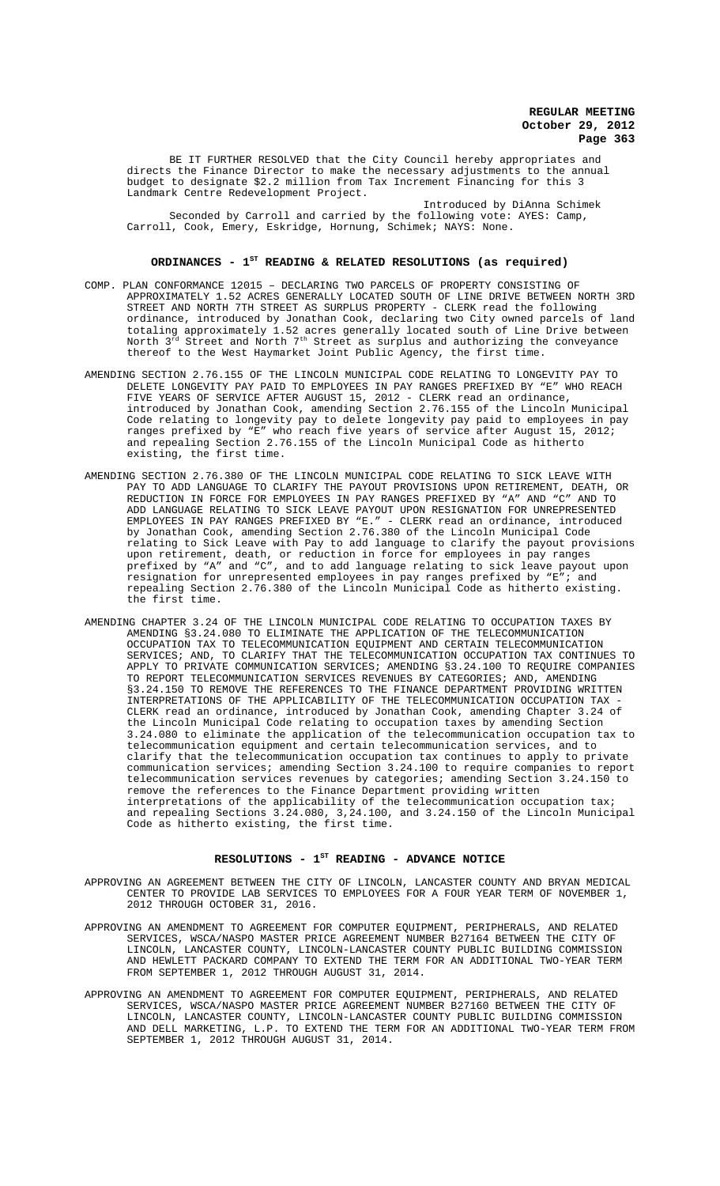BE IT FURTHER RESOLVED that the City Council hereby appropriates and directs the Finance Director to make the necessary adjustments to the annual budget to designate $2.2 million from Tax Increment Financing for this 3 Landmark Centre Redevelopment Project.

Introduced by DiAnna Schimek

Seconded by Carroll and carried by the following vote: AYES: Camp, Carroll, Cook, Emery, Eskridge, Hornung, Schimek; NAYS: None.

## ORDINANCES - 1ST READING & RELATED RESOLUTIONS (as required)

COMP. PLAN CONFORMANCE 12015 – DECLARING TWO PARCELS OF PROPERTY CONSISTING OF APPROXIMATELY 1.52 ACRES GENERALLY LOCATED SOUTH OF LINE DRIVE BETWEEN NORTH 3RD STREET AND NORTH 7TH STREET AS SURPLUS PROPERTY - CLERK read the following ordinance, introduced by Jonathan Cook, declaring two City owned parcels of land totaling approximately 1.52 acres generally located south of Line Drive between North 3rd Street and North 7th Street as surplus and authorizing the conveyance thereof to the West Haymarket Joint Public Agency, the first time.

AMENDING SECTION 2.76.155 OF THE LINCOLN MUNICIPAL CODE RELATING TO LONGEVITY PAY TO DELETE LONGEVITY PAY PAID TO EMPLOYEES IN PAY RANGES PREFIXED BY "E" WHO REACH FIVE YEARS OF SERVICE AFTER AUGUST 15, 2012 - CLERK read an ordinance, introduced by Jonathan Cook, amending Section 2.76.155 of the Lincoln Municipal Code relating to longevity pay to delete longevity pay paid to employees in pay ranges prefixed by "E" who reach five years of service after August 15, 2012; and repealing Section 2.76.155 of the Lincoln Municipal Code as hitherto existing, the first time.

AMENDING SECTION 2.76.380 OF THE LINCOLN MUNICIPAL CODE RELATING TO SICK LEAVE WITH PAY TO ADD LANGUAGE TO CLARIFY THE PAYOUT PROVISIONS UPON RETIREMENT, DEATH, OR REDUCTION IN FORCE FOR EMPLOYEES IN PAY RANGES PREFIXED BY "A" AND "C" AND TO ADD LANGUAGE RELATING TO SICK LEAVE PAYOUT UPON RESIGNATION FOR UNREPRESENTED EMPLOYEES IN PAY RANGES PREFIXED BY "E." - CLERK read an ordinance, introduced by Jonathan Cook, amending Section 2.76.380 of the Lincoln Municipal Code relating to Sick Leave with Pay to add language to clarify the payout provisions upon retirement, death, or reduction in force for employees in pay ranges prefixed by "A" and "C", and to add language relating to sick leave payout upon resignation for unrepresented employees in pay ranges prefixed by "E"; and repealing Section 2.76.380 of the Lincoln Municipal Code as hitherto existing. the first time.

AMENDING CHAPTER 3.24 OF THE LINCOLN MUNICIPAL CODE RELATING TO OCCUPATION TAXES BY AMENDING §3.24.080 TO ELIMINATE THE APPLICATION OF THE TELECOMMUNICATION OCCUPATION TAX TO TELECOMMUNICATION EQUIPMENT AND CERTAIN TELECOMMUNICATION SERVICES; AND, TO CLARIFY THAT THE TELECOMMUNICATION OCCUPATION TAX CONTINUES TO APPLY TO PRIVATE COMMUNICATION SERVICES; AMENDING §3.24.100 TO REQUIRE COMPANIES TO REPORT TELECOMMUNICATION SERVICES REVENUES BY CATEGORIES; AND, AMENDING §3.24.150 TO REMOVE THE REFERENCES TO THE FINANCE DEPARTMENT PROVIDING WRITTEN INTERPRETATIONS OF THE APPLICABILITY OF THE TELECOMMUNICATION OCCUPATION TAX - CLERK read an ordinance, introduced by Jonathan Cook, amending Chapter 3.24 of the Lincoln Municipal Code relating to occupation taxes by amending Section 3.24.080 to eliminate the application of the telecommunication occupation tax to telecommunication equipment and certain telecommunication services, and to clarify that the telecommunication occupation tax continues to apply to private communication services; amending Section 3.24.100 to require companies to report telecommunication services revenues by categories; amending Section 3.24.150 to remove the references to the Finance Department providing written interpretations of the applicability of the telecommunication occupation tax; and repealing Sections 3.24.080, 3,24.100, and 3.24.150 of the Lincoln Municipal Code as hitherto existing, the first time.

## RESOLUTIONS - 1ST READING - ADVANCE NOTICE

APPROVING AN AGREEMENT BETWEEN THE CITY OF LINCOLN, LANCASTER COUNTY AND BRYAN MEDICAL CENTER TO PROVIDE LAB SERVICES TO EMPLOYEES FOR A FOUR YEAR TERM OF NOVEMBER 1, 2012 THROUGH OCTOBER 31, 2016.

APPROVING AN AMENDMENT TO AGREEMENT FOR COMPUTER EQUIPMENT, PERIPHERALS, AND RELATED SERVICES, WSCA/NASPO MASTER PRICE AGREEMENT NUMBER B27164 BETWEEN THE CITY OF LINCOLN, LANCASTER COUNTY, LINCOLN-LANCASTER COUNTY PUBLIC BUILDING COMMISSION AND HEWLETT PACKARD COMPANY TO EXTEND THE TERM FOR AN ADDITIONAL TWO-YEAR TERM FROM SEPTEMBER 1, 2012 THROUGH AUGUST 31, 2014.

APPROVING AN AMENDMENT TO AGREEMENT FOR COMPUTER EQUIPMENT, PERIPHERALS, AND RELATED SERVICES, WSCA/NASPO MASTER PRICE AGREEMENT NUMBER B27160 BETWEEN THE CITY OF LINCOLN, LANCASTER COUNTY, LINCOLN-LANCASTER COUNTY PUBLIC BUILDING COMMISSION AND DELL MARKETING, L.P. TO EXTEND THE TERM FOR AN ADDITIONAL TWO-YEAR TERM FROM SEPTEMBER 1, 2012 THROUGH AUGUST 31, 2014.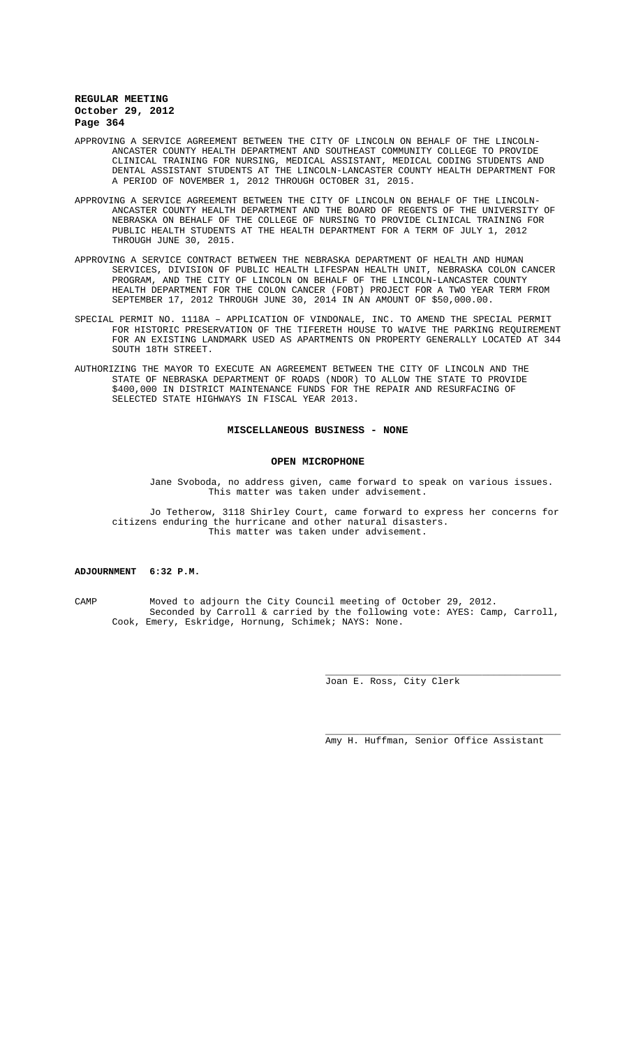APPROVING A SERVICE AGREEMENT BETWEEN THE CITY OF LINCOLN ON BEHALF OF THE LINCOLN-ANCASTER COUNTY HEALTH DEPARTMENT AND SOUTHEAST COMMUNITY COLLEGE TO PROVIDE CLINICAL TRAINING FOR NURSING, MEDICAL ASSISTANT, MEDICAL CODING STUDENTS AND DENTAL ASSISTANT STUDENTS AT THE LINCOLN-LANCASTER COUNTY HEALTH DEPARTMENT FOR A PERIOD OF NOVEMBER 1, 2012 THROUGH OCTOBER 31, 2015.

APPROVING A SERVICE AGREEMENT BETWEEN THE CITY OF LINCOLN ON BEHALF OF THE LINCOLN-ANCASTER COUNTY HEALTH DEPARTMENT AND THE BOARD OF REGENTS OF THE UNIVERSITY OF NEBRASKA ON BEHALF OF THE COLLEGE OF NURSING TO PROVIDE CLINICAL TRAINING FOR PUBLIC HEALTH STUDENTS AT THE HEALTH DEPARTMENT FOR A TERM OF JULY 1, 2012 THROUGH JUNE 30, 2015.

APPROVING A SERVICE CONTRACT BETWEEN THE NEBRASKA DEPARTMENT OF HEALTH AND HUMAN SERVICES, DIVISION OF PUBLIC HEALTH LIFESPAN HEALTH UNIT, NEBRASKA COLON CANCER PROGRAM, AND THE CITY OF LINCOLN ON BEHALF OF THE LINCOLN-LANCASTER COUNTY HEALTH DEPARTMENT FOR THE COLON CANCER (FOBT) PROJECT FOR A TWO YEAR TERM FROM SEPTEMBER 17, 2012 THROUGH JUNE 30, 2014 IN AN AMOUNT OF $50,000.00.

SPECIAL PERMIT NO. 1118A – APPLICATION OF VINDONALE, INC. TO AMEND THE SPECIAL PERMIT FOR HISTORIC PRESERVATION OF THE TIFERETH HOUSE TO WAIVE THE PARKING REQUIREMENT FOR AN EXISTING LANDMARK USED AS APARTMENTS ON PROPERTY GENERALLY LOCATED AT 344 SOUTH 18TH STREET.

AUTHORIZING THE MAYOR TO EXECUTE AN AGREEMENT BETWEEN THE CITY OF LINCOLN AND THE STATE OF NEBRASKA DEPARTMENT OF ROADS (NDOR) TO ALLOW THE STATE TO PROVIDE $400,000 IN DISTRICT MAINTENANCE FUNDS FOR THE REPAIR AND RESURFACING OF SELECTED STATE HIGHWAYS IN FISCAL YEAR 2013.

**MISCELLANEOUS BUSINESS - NONE**

**OPEN MICROPHONE**

Jane Svoboda, no address given, came forward to speak on various issues. This matter was taken under advisement.

Jo Tetherow, 3118 Shirley Court, came forward to express her concerns for citizens enduring the hurricane and other natural disasters. This matter was taken under advisement.

**ADJOURNMENT 6:32 P.M.**

CAMP Moved to adjourn the City Council meeting of October 29, 2012. Seconded by Carroll & carried by the following vote: AYES: Camp, Carroll, Cook, Emery, Eskridge, Hornung, Schimek; NAYS: None.

Joan E. Ross, City Clerk

Amy H. Huffman, Senior Office Assistant